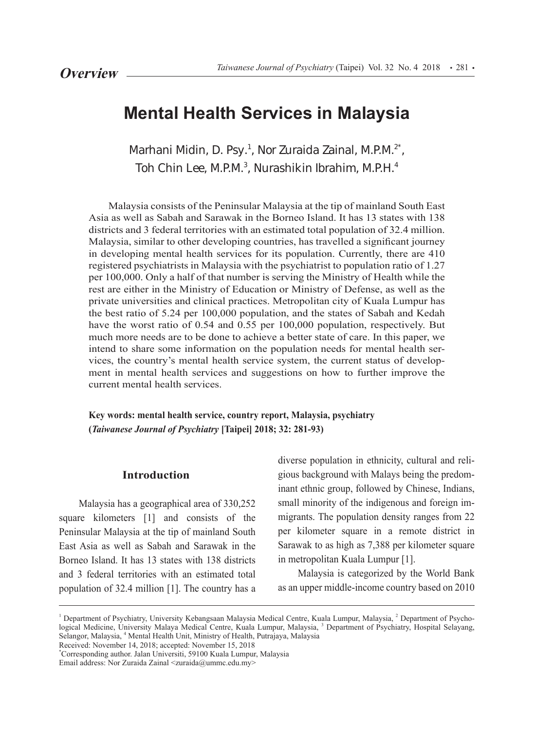*Overview*

# Mental Health Services in Malaysia

Marhani Midin, D. Psy.[1], Nor Zuraida Zainal, M.P.M.[2*], Toh Chin Lee, M.P.M.[3], Nurashikin Ibrahim, M.P.H.[4]

Malaysia consists of the Peninsular Malaysia at the tip of mainland South East Asia as well as Sabah and Sarawak in the Borneo Island. It has 13 states with 138 districts and 3 federal territories with an estimated total population of 32.4 million. Malaysia, similar to other developing countries, has travelled a significant journey in developing mental health services for its population. Currently, there are 410 registered psychiatrists in Malaysia with the psychiatrist to population ratio of 1.27 per 100,000. Only a half of that number is serving the Ministry of Health while the rest are either in the Ministry of Education or Ministry of Defense, as well as the private universities and clinical practices. Metropolitan city of Kuala Lumpur has the best ratio of 5.24 per 100,000 population, and the states of Sabah and Kedah have the worst ratio of 0.54 and 0.55 per 100,000 population, respectively. But much more needs are to be done to achieve a better state of care. In this paper, we intend to share some information on the population needs for mental health services, the country's mental health service system, the current status of development in mental health services and suggestions on how to further improve the current mental health services.

**Key words: mental health service, country report, Malaysia, psychiatry**
**(*Taiwanese Journal of Psychiatry* [Taipei] 2018; 32: 281-93)**

## Introduction

Malaysia has a geographical area of 330,252 square kilometers [1] and consists of the Peninsular Malaysia at the tip of mainland South East Asia as well as Sabah and Sarawak in the Borneo Island. It has 13 states with 138 districts and 3 federal territories with an estimated total population of 32.4 million [1]. The country has a diverse population in ethnicity, cultural and religious background with Malays being the predominant ethnic group, followed by Chinese, Indians, small minority of the indigenous and foreign immigrants. The population density ranges from 22 per kilometer square in a remote district in Sarawak to as high as 7,388 per kilometer square in metropolitan Kuala Lumpur [1].

Malaysia is categorized by the World Bank as an upper middle-income country based on 2010

---

[1] Department of Psychiatry, University Kebangsaan Malaysia Medical Centre, Kuala Lumpur, Malaysia, [2] Department of Psychological Medicine, University Malaya Medical Centre, Kuala Lumpur, Malaysia, [3] Department of Psychiatry, Hospital Selayang, Selangor, Malaysia, [4] Mental Health Unit, Ministry of Health, Putrajaya, Malaysia

Received: November 14, 2018; accepted: November 15, 2018

[*] Corresponding author. Jalan Universiti, 59100 Kuala Lumpur, Malaysia

Email address: Nor Zuraida Zainal <zuraida@ummc.edu.my>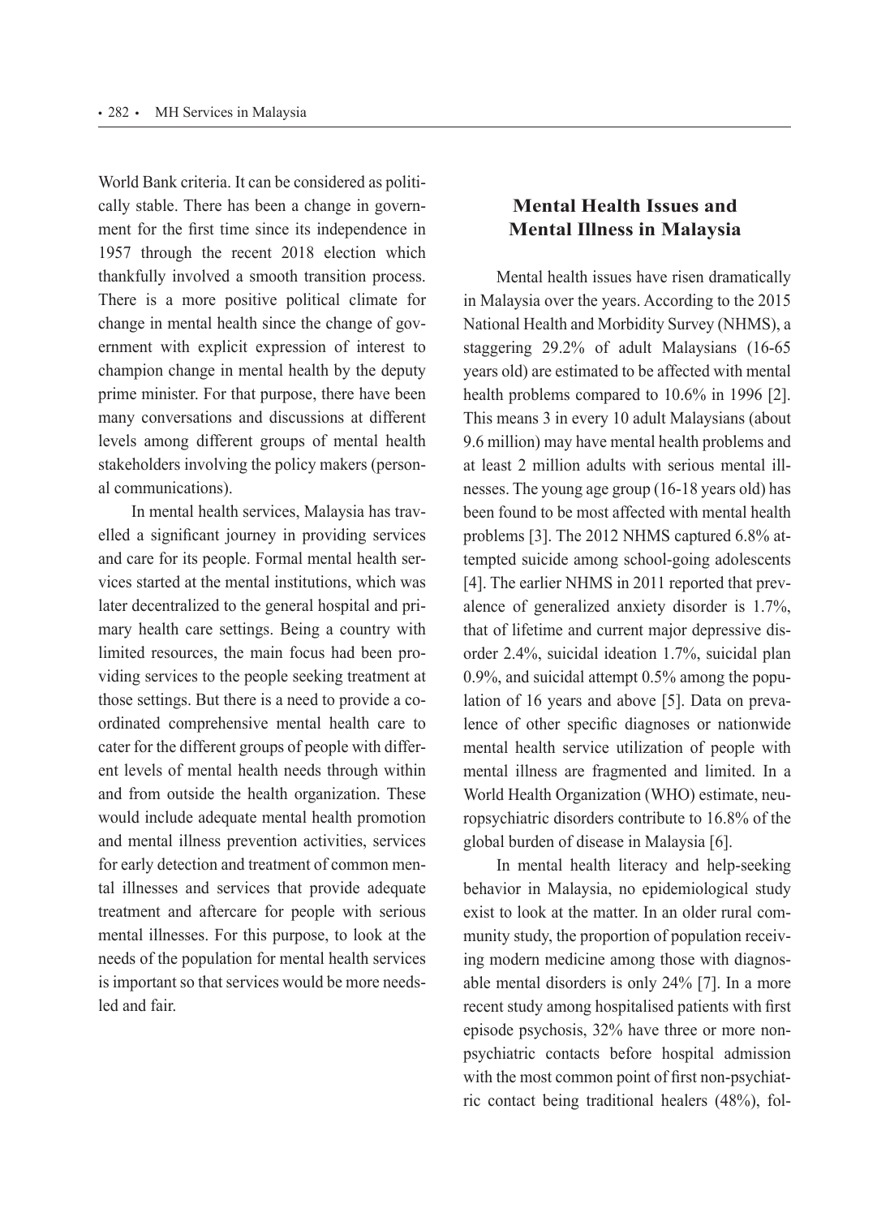World Bank criteria. It can be considered as politically stable. There has been a change in government for the first time since its independence in 1957 through the recent 2018 election which thankfully involved a smooth transition process. There is a more positive political climate for change in mental health since the change of government with explicit expression of interest to champion change in mental health by the deputy prime minister. For that purpose, there have been many conversations and discussions at different levels among different groups of mental health stakeholders involving the policy makers (personal communications).

In mental health services, Malaysia has travelled a significant journey in providing services and care for its people. Formal mental health services started at the mental institutions, which was later decentralized to the general hospital and primary health care settings. Being a country with limited resources, the main focus had been providing services to the people seeking treatment at those settings. But there is a need to provide a coordinated comprehensive mental health care to cater for the different groups of people with different levels of mental health needs through within and from outside the health organization. These would include adequate mental health promotion and mental illness prevention activities, services for early detection and treatment of common mental illnesses and services that provide adequate treatment and aftercare for people with serious mental illnesses. For this purpose, to look at the needs of the population for mental health services is important so that services would be more needs-led and fair.

## Mental Health Issues and Mental Illness in Malaysia

Mental health issues have risen dramatically in Malaysia over the years. According to the 2015 National Health and Morbidity Survey (NHMS), a staggering 29.2% of adult Malaysians (16-65 years old) are estimated to be affected with mental health problems compared to 10.6% in 1996 [2]. This means 3 in every 10 adult Malaysians (about 9.6 million) may have mental health problems and at least 2 million adults with serious mental illnesses. The young age group (16-18 years old) has been found to be most affected with mental health problems [3]. The 2012 NHMS captured 6.8% attempted suicide among school-going adolescents [4]. The earlier NHMS in 2011 reported that prevalence of generalized anxiety disorder is 1.7%, that of lifetime and current major depressive disorder 2.4%, suicidal ideation 1.7%, suicidal plan 0.9%, and suicidal attempt 0.5% among the population of 16 years and above [5]. Data on prevalence of other specific diagnoses or nationwide mental health service utilization of people with mental illness are fragmented and limited. In a World Health Organization (WHO) estimate, neuropsychiatric disorders contribute to 16.8% of the global burden of disease in Malaysia [6].

In mental health literacy and help-seeking behavior in Malaysia, no epidemiological study exist to look at the matter. In an older rural community study, the proportion of population receiving modern medicine among those with diagnosable mental disorders is only 24% [7]. In a more recent study among hospitalised patients with first episode psychosis, 32% have three or more non-psychiatric contacts before hospital admission with the most common point of first non-psychiatric contact being traditional healers (48%), fol-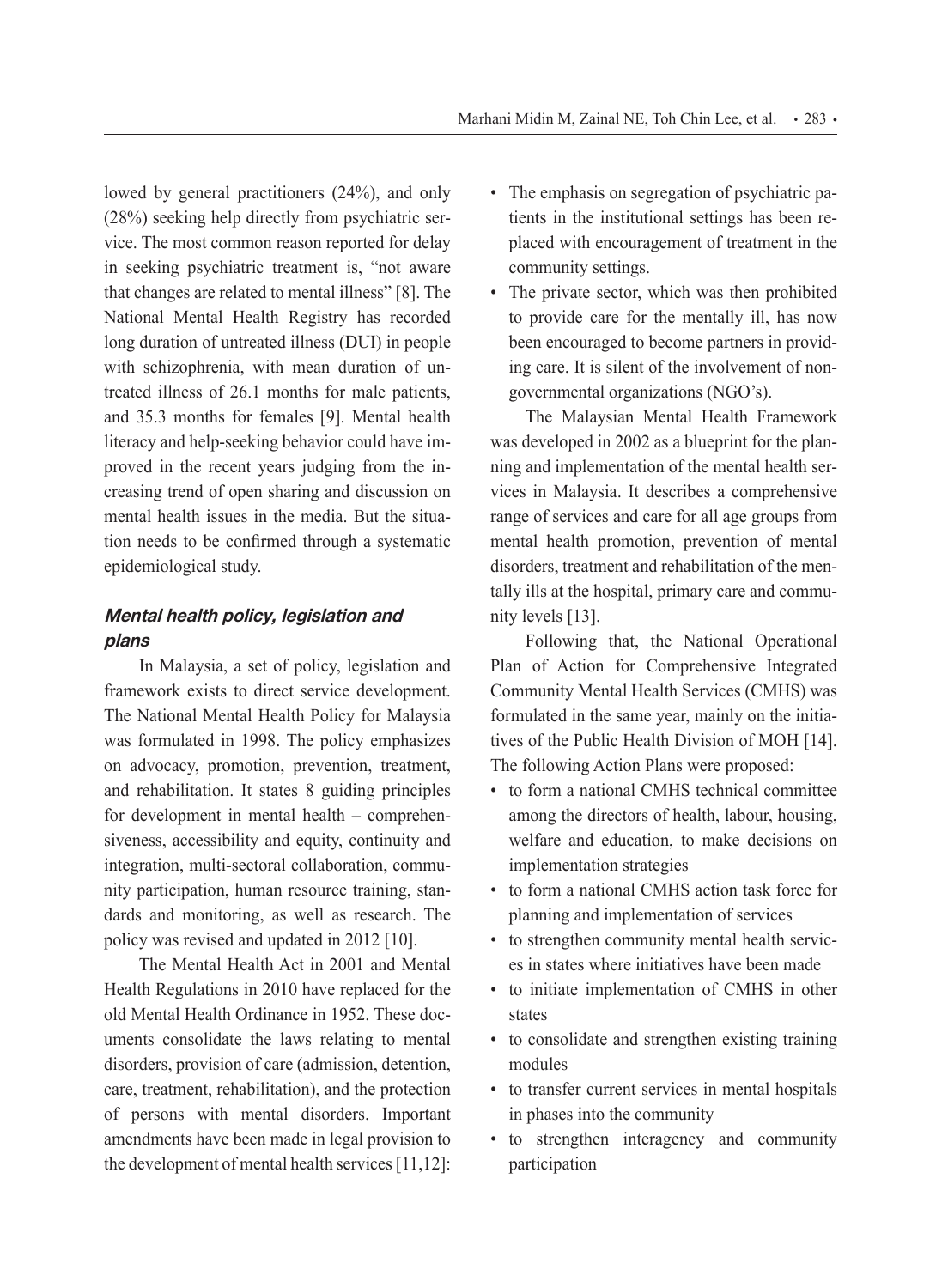lowed by general practitioners (24%), and only (28%) seeking help directly from psychiatric service. The most common reason reported for delay in seeking psychiatric treatment is, "not aware that changes are related to mental illness" [8]. The National Mental Health Registry has recorded long duration of untreated illness (DUI) in people with schizophrenia, with mean duration of untreated illness of 26.1 months for male patients, and 35.3 months for females [9]. Mental health literacy and help-seeking behavior could have improved in the recent years judging from the increasing trend of open sharing and discussion on mental health issues in the media. But the situation needs to be confirmed through a systematic epidemiological study.

### *Mental health policy, legislation and plans*

In Malaysia, a set of policy, legislation and framework exists to direct service development. The National Mental Health Policy for Malaysia was formulated in 1998. The policy emphasizes on advocacy, promotion, prevention, treatment, and rehabilitation. It states 8 guiding principles for development in mental health – comprehensiveness, accessibility and equity, continuity and integration, multi-sectoral collaboration, community participation, human resource training, standards and monitoring, as well as research. The policy was revised and updated in 2012 [10].

The Mental Health Act in 2001 and Mental Health Regulations in 2010 have replaced for the old Mental Health Ordinance in 1952. These documents consolidate the laws relating to mental disorders, provision of care (admission, detention, care, treatment, rehabilitation), and the protection of persons with mental disorders. Important amendments have been made in legal provision to the development of mental health services [11,12]:

- The emphasis on segregation of psychiatric patients in the institutional settings has been replaced with encouragement of treatment in the community settings.
- The private sector, which was then prohibited to provide care for the mentally ill, has now been encouraged to become partners in providing care. It is silent of the involvement of non-governmental organizations (NGO's).

The Malaysian Mental Health Framework was developed in 2002 as a blueprint for the planning and implementation of the mental health services in Malaysia. It describes a comprehensive range of services and care for all age groups from mental health promotion, prevention of mental disorders, treatment and rehabilitation of the mentally ills at the hospital, primary care and community levels [13].

Following that, the National Operational Plan of Action for Comprehensive Integrated Community Mental Health Services (CMHS) was formulated in the same year, mainly on the initiatives of the Public Health Division of MOH [14]. The following Action Plans were proposed:

- to form a national CMHS technical committee among the directors of health, labour, housing, welfare and education, to make decisions on implementation strategies
- to form a national CMHS action task force for planning and implementation of services
- to strengthen community mental health services in states where initiatives have been made
- to initiate implementation of CMHS in other states
- to consolidate and strengthen existing training modules
- to transfer current services in mental hospitals in phases into the community
- to strengthen interagency and community participation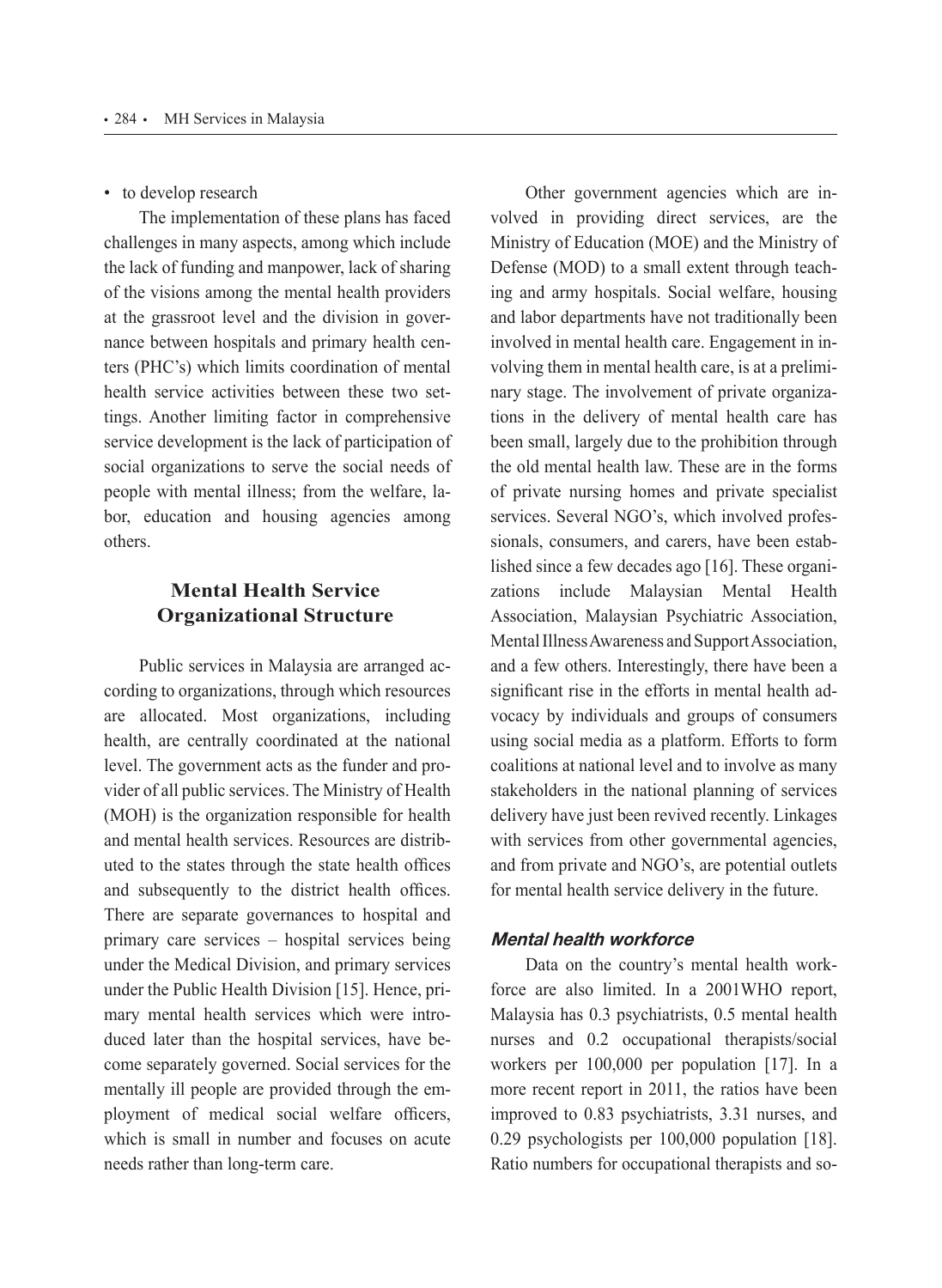- to develop research

The implementation of these plans has faced challenges in many aspects, among which include the lack of funding and manpower, lack of sharing of the visions among the mental health providers at the grassroot level and the division in governance between hospitals and primary health centers (PHC's) which limits coordination of mental health service activities between these two settings. Another limiting factor in comprehensive service development is the lack of participation of social organizations to serve the social needs of people with mental illness; from the welfare, labor, education and housing agencies among others.

## Mental Health Service Organizational Structure

Public services in Malaysia are arranged according to organizations, through which resources are allocated. Most organizations, including health, are centrally coordinated at the national level. The government acts as the funder and provider of all public services. The Ministry of Health (MOH) is the organization responsible for health and mental health services. Resources are distributed to the states through the state health offices and subsequently to the district health offices. There are separate governances to hospital and primary care services – hospital services being under the Medical Division, and primary services under the Public Health Division [15]. Hence, primary mental health services which were introduced later than the hospital services, have become separately governed. Social services for the mentally ill people are provided through the employment of medical social welfare officers, which is small in number and focuses on acute needs rather than long-term care.

Other government agencies which are involved in providing direct services, are the Ministry of Education (MOE) and the Ministry of Defense (MOD) to a small extent through teaching and army hospitals. Social welfare, housing and labor departments have not traditionally been involved in mental health care. Engagement in involving them in mental health care, is at a preliminary stage. The involvement of private organizations in the delivery of mental health care has been small, largely due to the prohibition through the old mental health law. These are in the forms of private nursing homes and private specialist services. Several NGO's, which involved professionals, consumers, and carers, have been established since a few decades ago [16]. These organizations include Malaysian Mental Health Association, Malaysian Psychiatric Association, Mental Illness Awareness and Support Association, and a few others. Interestingly, there have been a significant rise in the efforts in mental health advocacy by individuals and groups of consumers using social media as a platform. Efforts to form coalitions at national level and to involve as many stakeholders in the national planning of services delivery have just been revived recently. Linkages with services from other governmental agencies, and from private and NGO's, are potential outlets for mental health service delivery in the future.

### *Mental health workforce*

Data on the country's mental health workforce are also limited. In a 2001WHO report, Malaysia has 0.3 psychiatrists, 0.5 mental health nurses and 0.2 occupational therapists/social workers per 100,000 per population [17]. In a more recent report in 2011, the ratios have been improved to 0.83 psychiatrists, 3.31 nurses, and 0.29 psychologists per 100,000 population [18]. Ratio numbers for occupational therapists and so-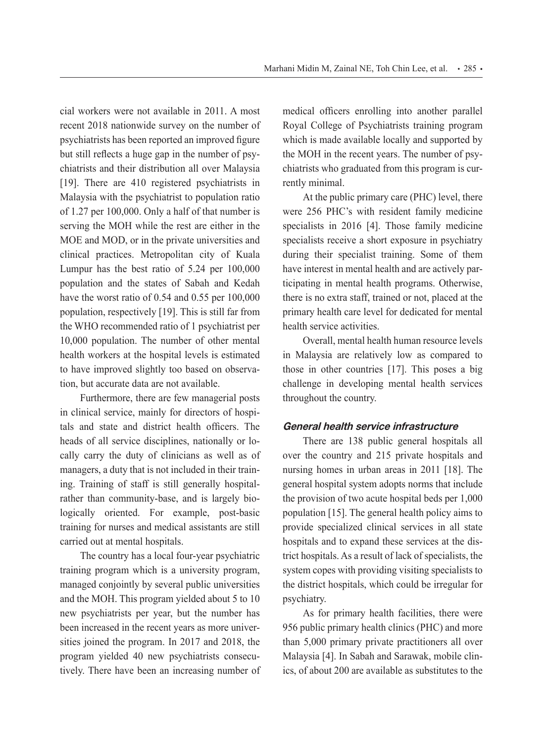cial workers were not available in 2011. A most recent 2018 nationwide survey on the number of psychiatrists has been reported an improved figure but still reflects a huge gap in the number of psychiatrists and their distribution all over Malaysia [19]. There are 410 registered psychiatrists in Malaysia with the psychiatrist to population ratio of 1.27 per 100,000. Only a half of that number is serving the MOH while the rest are either in the MOE and MOD, or in the private universities and clinical practices. Metropolitan city of Kuala Lumpur has the best ratio of 5.24 per 100,000 population and the states of Sabah and Kedah have the worst ratio of 0.54 and 0.55 per 100,000 population, respectively [19]. This is still far from the WHO recommended ratio of 1 psychiatrist per 10,000 population. The number of other mental health workers at the hospital levels is estimated to have improved slightly too based on observation, but accurate data are not available.

Furthermore, there are few managerial posts in clinical service, mainly for directors of hospitals and state and district health officers. The heads of all service disciplines, nationally or locally carry the duty of clinicians as well as of managers, a duty that is not included in their training. Training of staff is still generally hospital- rather than community-base, and is largely biologically oriented. For example, post-basic training for nurses and medical assistants are still carried out at mental hospitals.

The country has a local four-year psychiatric training program which is a university program, managed conjointly by several public universities and the MOH. This program yielded about 5 to 10 new psychiatrists per year, but the number has been increased in the recent years as more universities joined the program. In 2017 and 2018, the program yielded 40 new psychiatrists consecutively. There have been an increasing number of medical officers enrolling into another parallel Royal College of Psychiatrists training program which is made available locally and supported by the MOH in the recent years. The number of psychiatrists who graduated from this program is currently minimal.

At the public primary care (PHC) level, there were 256 PHC's with resident family medicine specialists in 2016 [4]. Those family medicine specialists receive a short exposure in psychiatry during their specialist training. Some of them have interest in mental health and are actively participating in mental health programs. Otherwise, there is no extra staff, trained or not, placed at the primary health care level for dedicated for mental health service activities.

Overall, mental health human resource levels in Malaysia are relatively low as compared to those in other countries [17]. This poses a big challenge in developing mental health services throughout the country.

### *General health service infrastructure*

There are 138 public general hospitals all over the country and 215 private hospitals and nursing homes in urban areas in 2011 [18]. The general hospital system adopts norms that include the provision of two acute hospital beds per 1,000 population [15]. The general health policy aims to provide specialized clinical services in all state hospitals and to expand these services at the district hospitals. As a result of lack of specialists, the system copes with providing visiting specialists to the district hospitals, which could be irregular for psychiatry.

As for primary health facilities, there were 956 public primary health clinics (PHC) and more than 5,000 primary private practitioners all over Malaysia [4]. In Sabah and Sarawak, mobile clinics, of about 200 are available as substitutes to the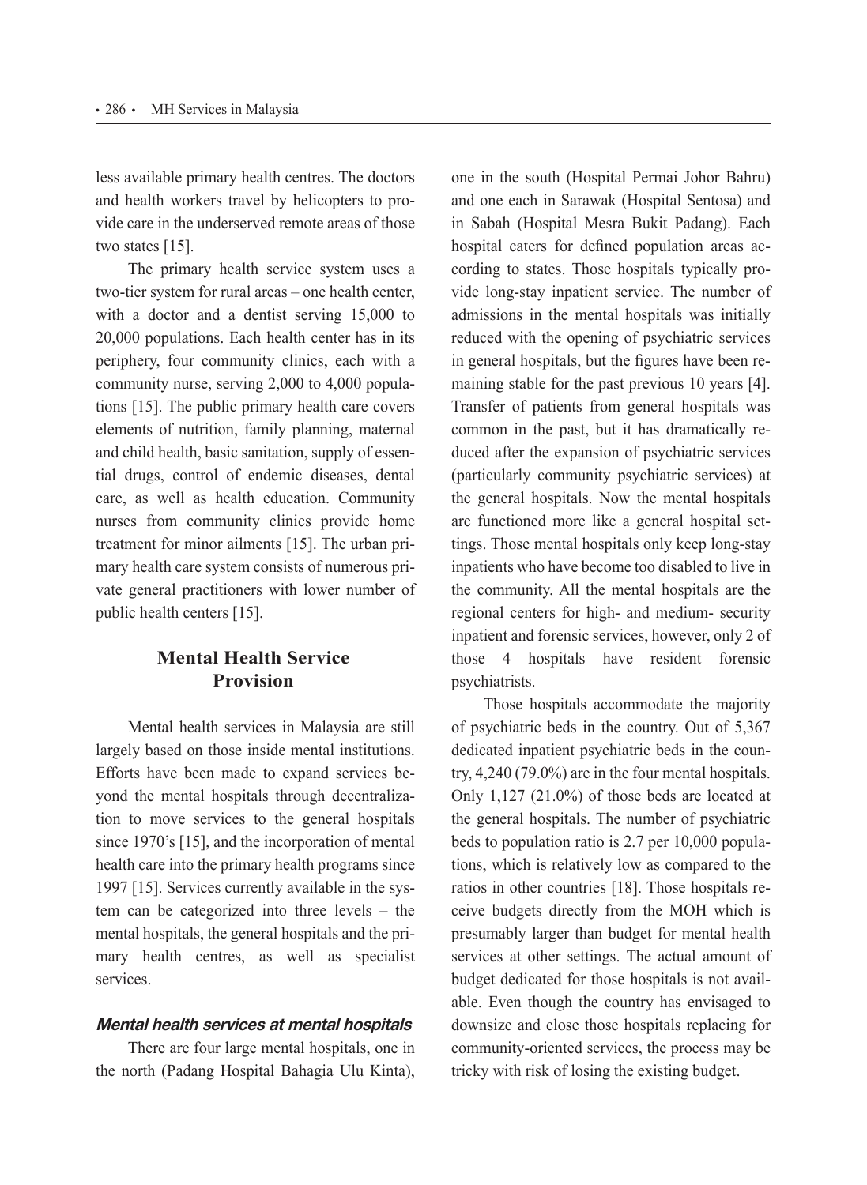less available primary health centres. The doctors and health workers travel by helicopters to provide care in the underserved remote areas of those two states [15].

The primary health service system uses a two-tier system for rural areas – one health center, with a doctor and a dentist serving 15,000 to 20,000 populations. Each health center has in its periphery, four community clinics, each with a community nurse, serving 2,000 to 4,000 populations [15]. The public primary health care covers elements of nutrition, family planning, maternal and child health, basic sanitation, supply of essential drugs, control of endemic diseases, dental care, as well as health education. Community nurses from community clinics provide home treatment for minor ailments [15]. The urban primary health care system consists of numerous private general practitioners with lower number of public health centers [15].

## Mental Health Service Provision

Mental health services in Malaysia are still largely based on those inside mental institutions. Efforts have been made to expand services beyond the mental hospitals through decentralization to move services to the general hospitals since 1970's [15], and the incorporation of mental health care into the primary health programs since 1997 [15]. Services currently available in the system can be categorized into three levels – the mental hospitals, the general hospitals and the primary health centres, as well as specialist services.

### *Mental health services at mental hospitals*

There are four large mental hospitals, one in the north (Padang Hospital Bahagia Ulu Kinta), one in the south (Hospital Permai Johor Bahru) and one each in Sarawak (Hospital Sentosa) and in Sabah (Hospital Mesra Bukit Padang). Each hospital caters for defined population areas according to states. Those hospitals typically provide long-stay inpatient service. The number of admissions in the mental hospitals was initially reduced with the opening of psychiatric services in general hospitals, but the figures have been remaining stable for the past previous 10 years [4]. Transfer of patients from general hospitals was common in the past, but it has dramatically reduced after the expansion of psychiatric services (particularly community psychiatric services) at the general hospitals. Now the mental hospitals are functioned more like a general hospital settings. Those mental hospitals only keep long-stay inpatients who have become too disabled to live in the community. All the mental hospitals are the regional centers for high- and medium- security inpatient and forensic services, however, only 2 of those 4 hospitals have resident forensic psychiatrists.

Those hospitals accommodate the majority of psychiatric beds in the country. Out of 5,367 dedicated inpatient psychiatric beds in the country, 4,240 (79.0%) are in the four mental hospitals. Only 1,127 (21.0%) of those beds are located at the general hospitals. The number of psychiatric beds to population ratio is 2.7 per 10,000 populations, which is relatively low as compared to the ratios in other countries [18]. Those hospitals receive budgets directly from the MOH which is presumably larger than budget for mental health services at other settings. The actual amount of budget dedicated for those hospitals is not available. Even though the country has envisaged to downsize and close those hospitals replacing for community-oriented services, the process may be tricky with risk of losing the existing budget.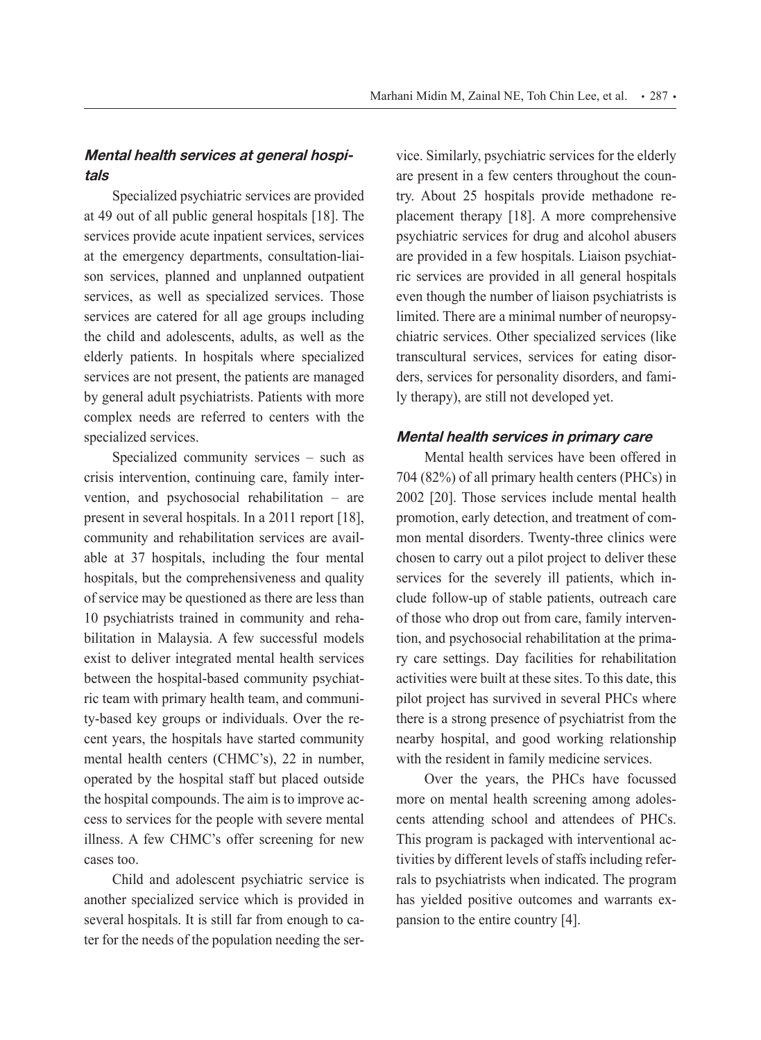### *Mental health services at general hospitals*

Specialized psychiatric services are provided at 49 out of all public general hospitals [18]. The services provide acute inpatient services, services at the emergency departments, consultation-liaison services, planned and unplanned outpatient services, as well as specialized services. Those services are catered for all age groups including the child and adolescents, adults, as well as the elderly patients. In hospitals where specialized services are not present, the patients are managed by general adult psychiatrists. Patients with more complex needs are referred to centers with the specialized services.

Specialized community services – such as crisis intervention, continuing care, family intervention, and psychosocial rehabilitation – are present in several hospitals. In a 2011 report [18], community and rehabilitation services are available at 37 hospitals, including the four mental hospitals, but the comprehensiveness and quality of service may be questioned as there are less than 10 psychiatrists trained in community and rehabilitation in Malaysia. A few successful models exist to deliver integrated mental health services between the hospital-based community psychiatric team with primary health team, and community-based key groups or individuals. Over the recent years, the hospitals have started community mental health centers (CHMC's), 22 in number, operated by the hospital staff but placed outside the hospital compounds. The aim is to improve access to services for the people with severe mental illness. A few CHMC's offer screening for new cases too.

Child and adolescent psychiatric service is another specialized service which is provided in several hospitals. It is still far from enough to cater for the needs of the population needing the service. Similarly, psychiatric services for the elderly are present in a few centers throughout the country. About 25 hospitals provide methadone replacement therapy [18]. A more comprehensive psychiatric services for drug and alcohol abusers are provided in a few hospitals. Liaison psychiatric services are provided in all general hospitals even though the number of liaison psychiatrists is limited. There are a minimal number of neuropsychiatric services. Other specialized services (like transcultural services, services for eating disorders, services for personality disorders, and family therapy), are still not developed yet.

### *Mental health services in primary care*

Mental health services have been offered in 704 (82%) of all primary health centers (PHCs) in 2002 [20]. Those services include mental health promotion, early detection, and treatment of common mental disorders. Twenty-three clinics were chosen to carry out a pilot project to deliver these services for the severely ill patients, which include follow-up of stable patients, outreach care of those who drop out from care, family intervention, and psychosocial rehabilitation at the primary care settings. Day facilities for rehabilitation activities were built at these sites. To this date, this pilot project has survived in several PHCs where there is a strong presence of psychiatrist from the nearby hospital, and good working relationship with the resident in family medicine services.

Over the years, the PHCs have focussed more on mental health screening among adolescents attending school and attendees of PHCs. This program is packaged with interventional activities by different levels of staffs including referrals to psychiatrists when indicated. The program has yielded positive outcomes and warrants expansion to the entire country [4].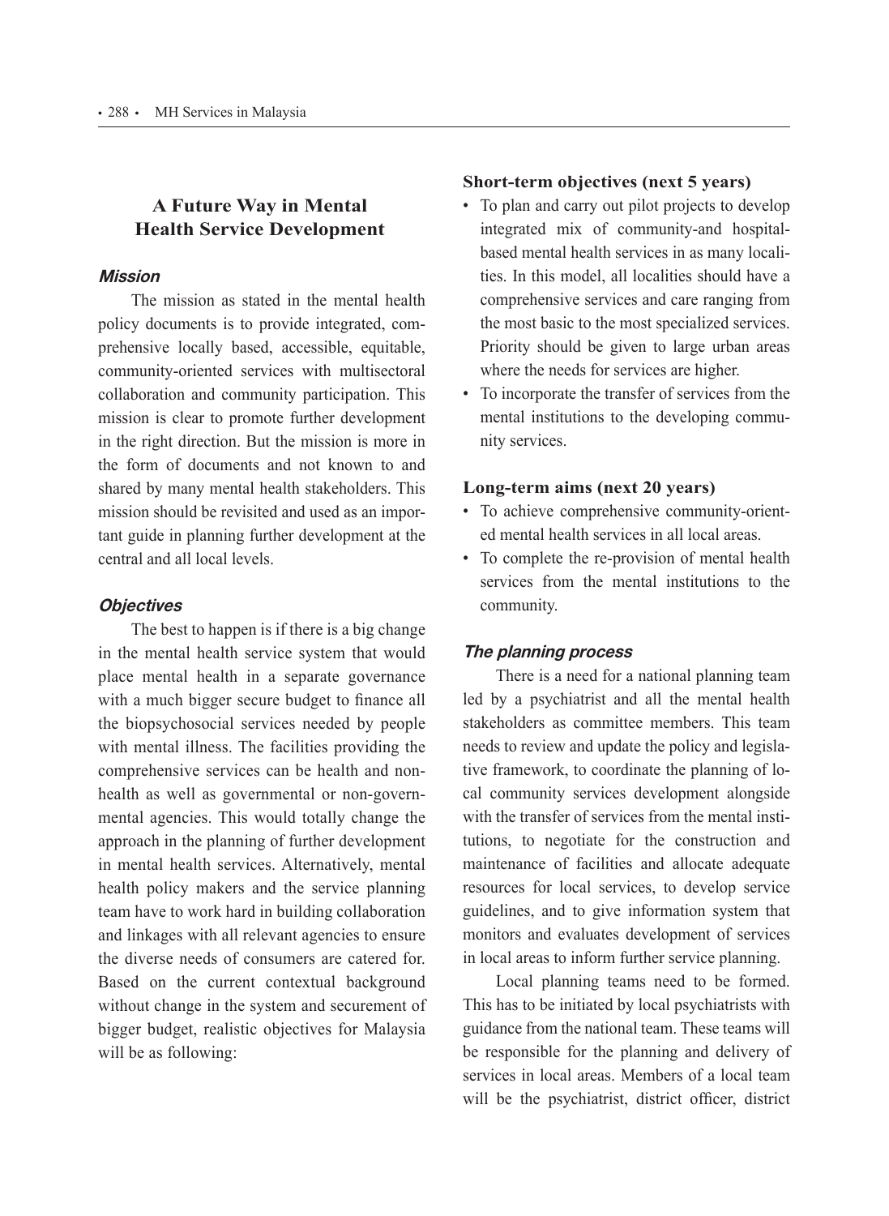## A Future Way in Mental Health Service Development

### *Mission*

The mission as stated in the mental health policy documents is to provide integrated, comprehensive locally based, accessible, equitable, community-oriented services with multisectoral collaboration and community participation. This mission is clear to promote further development in the right direction. But the mission is more in the form of documents and not known to and shared by many mental health stakeholders. This mission should be revisited and used as an important guide in planning further development at the central and all local levels.

### *Objectives*

The best to happen is if there is a big change in the mental health service system that would place mental health in a separate governance with a much bigger secure budget to finance all the biopsychosocial services needed by people with mental illness. The facilities providing the comprehensive services can be health and non-health as well as governmental or non-governmental agencies. This would totally change the approach in the planning of further development in mental health services. Alternatively, mental health policy makers and the service planning team have to work hard in building collaboration and linkages with all relevant agencies to ensure the diverse needs of consumers are catered for. Based on the current contextual background without change in the system and securement of bigger budget, realistic objectives for Malaysia will be as following:

**Short-term objectives (next 5 years)**

- To plan and carry out pilot projects to develop integrated mix of community-and hospital-based mental health services in as many localities. In this model, all localities should have a comprehensive services and care ranging from the most basic to the most specialized services. Priority should be given to large urban areas where the needs for services are higher.
- To incorporate the transfer of services from the mental institutions to the developing community services.

**Long-term aims (next 20 years)**

- To achieve comprehensive community-oriented mental health services in all local areas.
- To complete the re-provision of mental health services from the mental institutions to the community.

### *The planning process*

There is a need for a national planning team led by a psychiatrist and all the mental health stakeholders as committee members. This team needs to review and update the policy and legislative framework, to coordinate the planning of local community services development alongside with the transfer of services from the mental institutions, to negotiate for the construction and maintenance of facilities and allocate adequate resources for local services, to develop service guidelines, and to give information system that monitors and evaluates development of services in local areas to inform further service planning.

Local planning teams need to be formed. This has to be initiated by local psychiatrists with guidance from the national team. These teams will be responsible for the planning and delivery of services in local areas. Members of a local team will be the psychiatrist, district officer, district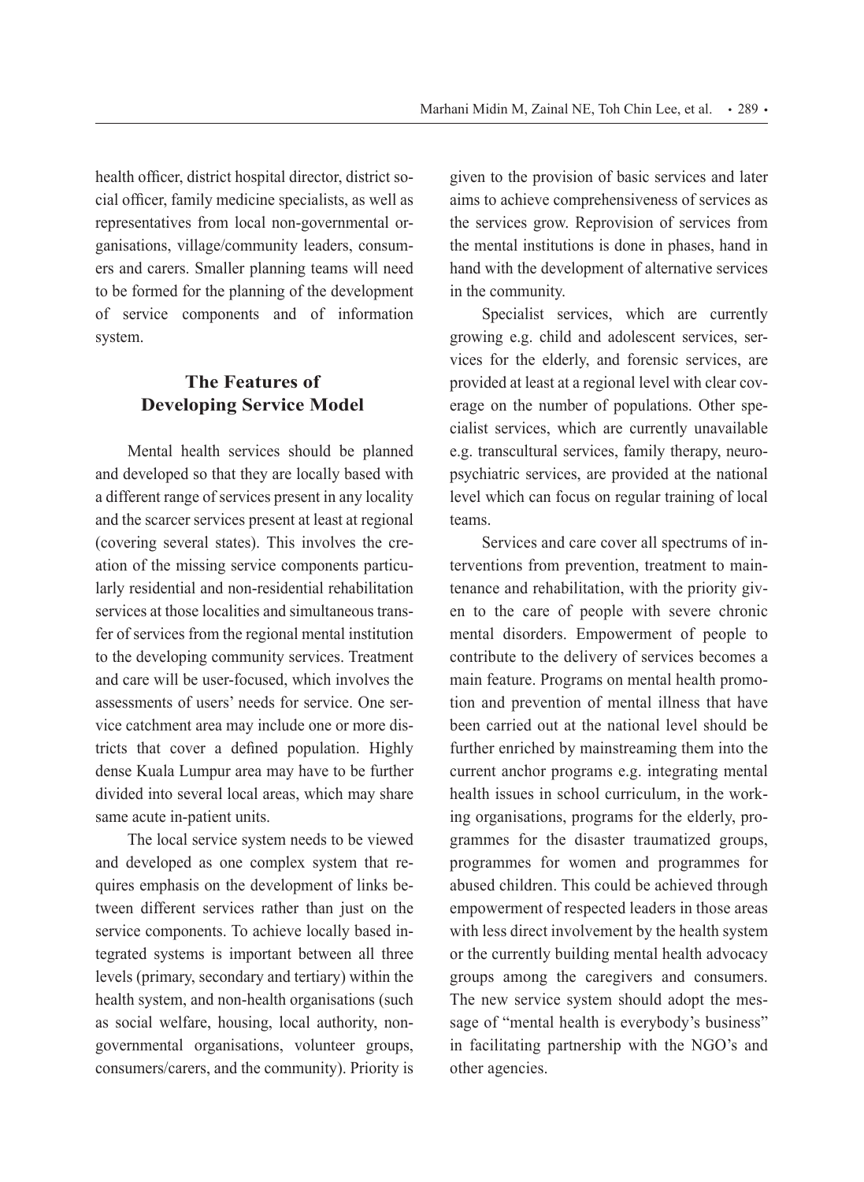health officer, district hospital director, district social officer, family medicine specialists, as well as representatives from local non-governmental organisations, village/community leaders, consumers and carers. Smaller planning teams will need to be formed for the planning of the development of service components and of information system.

## The Features of Developing Service Model

Mental health services should be planned and developed so that they are locally based with a different range of services present in any locality and the scarcer services present at least at regional (covering several states). This involves the creation of the missing service components particularly residential and non-residential rehabilitation services at those localities and simultaneous transfer of services from the regional mental institution to the developing community services. Treatment and care will be user-focused, which involves the assessments of users' needs for service. One service catchment area may include one or more districts that cover a defined population. Highly dense Kuala Lumpur area may have to be further divided into several local areas, which may share same acute in-patient units.

The local service system needs to be viewed and developed as one complex system that requires emphasis on the development of links between different services rather than just on the service components. To achieve locally based integrated systems is important between all three levels (primary, secondary and tertiary) within the health system, and non-health organisations (such as social welfare, housing, local authority, non-governmental organisations, volunteer groups, consumers/carers, and the community). Priority is given to the provision of basic services and later aims to achieve comprehensiveness of services as the services grow. Reprovision of services from the mental institutions is done in phases, hand in hand with the development of alternative services in the community.

Specialist services, which are currently growing e.g. child and adolescent services, services for the elderly, and forensic services, are provided at least at a regional level with clear coverage on the number of populations. Other specialist services, which are currently unavailable e.g. transcultural services, family therapy, neuropsychiatric services, are provided at the national level which can focus on regular training of local teams.

Services and care cover all spectrums of interventions from prevention, treatment to maintenance and rehabilitation, with the priority given to the care of people with severe chronic mental disorders. Empowerment of people to contribute to the delivery of services becomes a main feature. Programs on mental health promotion and prevention of mental illness that have been carried out at the national level should be further enriched by mainstreaming them into the current anchor programs e.g. integrating mental health issues in school curriculum, in the working organisations, programs for the elderly, programmes for the disaster traumatized groups, programmes for women and programmes for abused children. This could be achieved through empowerment of respected leaders in those areas with less direct involvement by the health system or the currently building mental health advocacy groups among the caregivers and consumers. The new service system should adopt the message of "mental health is everybody's business" in facilitating partnership with the NGO's and other agencies.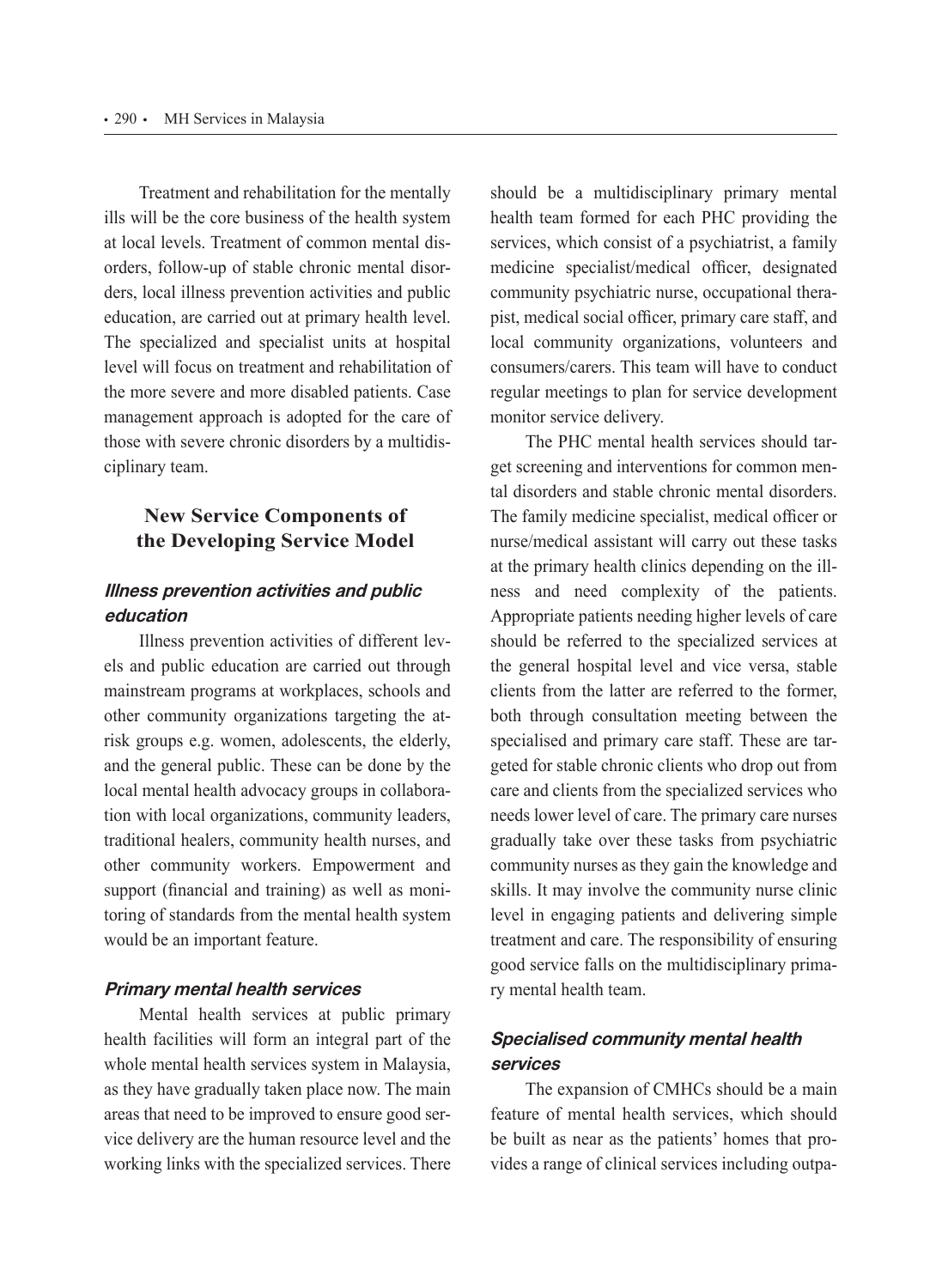Treatment and rehabilitation for the mentally ills will be the core business of the health system at local levels. Treatment of common mental disorders, follow-up of stable chronic mental disorders, local illness prevention activities and public education, are carried out at primary health level. The specialized and specialist units at hospital level will focus on treatment and rehabilitation of the more severe and more disabled patients. Case management approach is adopted for the care of those with severe chronic disorders by a multidisciplinary team.

## New Service Components of the Developing Service Model

### *Illness prevention activities and public education*

Illness prevention activities of different levels and public education are carried out through mainstream programs at workplaces, schools and other community organizations targeting the at-risk groups e.g. women, adolescents, the elderly, and the general public. These can be done by the local mental health advocacy groups in collaboration with local organizations, community leaders, traditional healers, community health nurses, and other community workers. Empowerment and support (financial and training) as well as monitoring of standards from the mental health system would be an important feature.

### *Primary mental health services*

Mental health services at public primary health facilities will form an integral part of the whole mental health services system in Malaysia, as they have gradually taken place now. The main areas that need to be improved to ensure good service delivery are the human resource level and the working links with the specialized services. There should be a multidisciplinary primary mental health team formed for each PHC providing the services, which consist of a psychiatrist, a family medicine specialist/medical officer, designated community psychiatric nurse, occupational therapist, medical social officer, primary care staff, and local community organizations, volunteers and consumers/carers. This team will have to conduct regular meetings to plan for service development monitor service delivery.

The PHC mental health services should target screening and interventions for common mental disorders and stable chronic mental disorders. The family medicine specialist, medical officer or nurse/medical assistant will carry out these tasks at the primary health clinics depending on the illness and need complexity of the patients. Appropriate patients needing higher levels of care should be referred to the specialized services at the general hospital level and vice versa, stable clients from the latter are referred to the former, both through consultation meeting between the specialised and primary care staff. These are targeted for stable chronic clients who drop out from care and clients from the specialized services who needs lower level of care. The primary care nurses gradually take over these tasks from psychiatric community nurses as they gain the knowledge and skills. It may involve the community nurse clinic level in engaging patients and delivering simple treatment and care. The responsibility of ensuring good service falls on the multidisciplinary primary mental health team.

### *Specialised community mental health services*

The expansion of CMHCs should be a main feature of mental health services, which should be built as near as the patients' homes that provides a range of clinical services including outpa-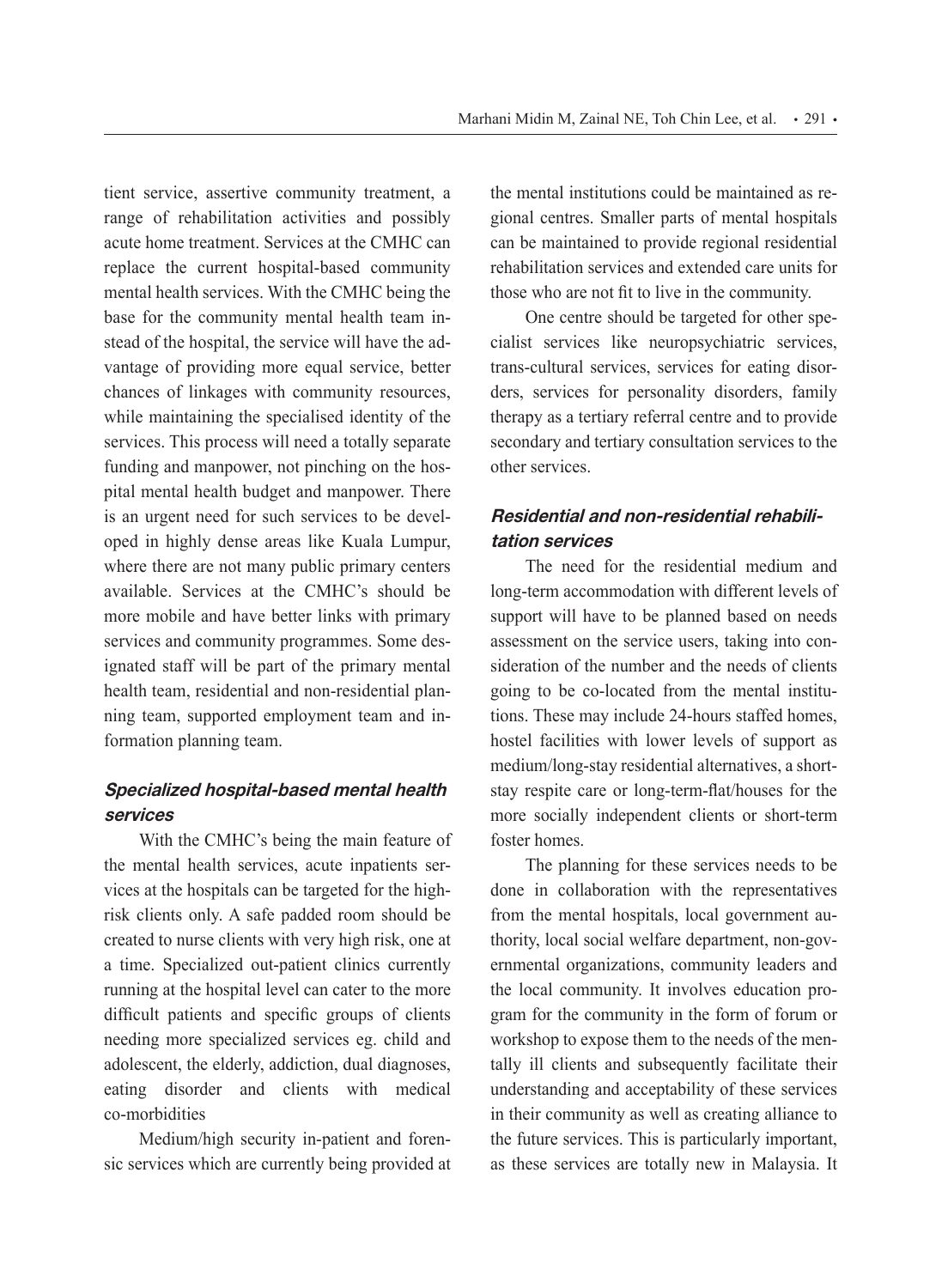tient service, assertive community treatment, a range of rehabilitation activities and possibly acute home treatment. Services at the CMHC can replace the current hospital-based community mental health services. With the CMHC being the base for the community mental health team instead of the hospital, the service will have the advantage of providing more equal service, better chances of linkages with community resources, while maintaining the specialised identity of the services. This process will need a totally separate funding and manpower, not pinching on the hospital mental health budget and manpower. There is an urgent need for such services to be developed in highly dense areas like Kuala Lumpur, where there are not many public primary centers available. Services at the CMHC's should be more mobile and have better links with primary services and community programmes. Some designated staff will be part of the primary mental health team, residential and non-residential planning team, supported employment team and information planning team.

### *Specialized hospital-based mental health services*

With the CMHC's being the main feature of the mental health services, acute inpatients services at the hospitals can be targeted for the high-risk clients only. A safe padded room should be created to nurse clients with very high risk, one at a time. Specialized out-patient clinics currently running at the hospital level can cater to the more difficult patients and specific groups of clients needing more specialized services eg. child and adolescent, the elderly, addiction, dual diagnoses, eating disorder and clients with medical co-morbidities

Medium/high security in-patient and forensic services which are currently being provided at the mental institutions could be maintained as regional centres. Smaller parts of mental hospitals can be maintained to provide regional residential rehabilitation services and extended care units for those who are not fit to live in the community.

One centre should be targeted for other specialist services like neuropsychiatric services, trans-cultural services, services for eating disorders, services for personality disorders, family therapy as a tertiary referral centre and to provide secondary and tertiary consultation services to the other services.

### *Residential and non-residential rehabilitation services*

The need for the residential medium and long-term accommodation with different levels of support will have to be planned based on needs assessment on the service users, taking into consideration of the number and the needs of clients going to be co-located from the mental institutions. These may include 24-hours staffed homes, hostel facilities with lower levels of support as medium/long-stay residential alternatives, a short-stay respite care or long-term-flat/houses for the more socially independent clients or short-term foster homes.

The planning for these services needs to be done in collaboration with the representatives from the mental hospitals, local government authority, local social welfare department, non-governmental organizations, community leaders and the local community. It involves education program for the community in the form of forum or workshop to expose them to the needs of the mentally ill clients and subsequently facilitate their understanding and acceptability of these services in their community as well as creating alliance to the future services. This is particularly important, as these services are totally new in Malaysia. It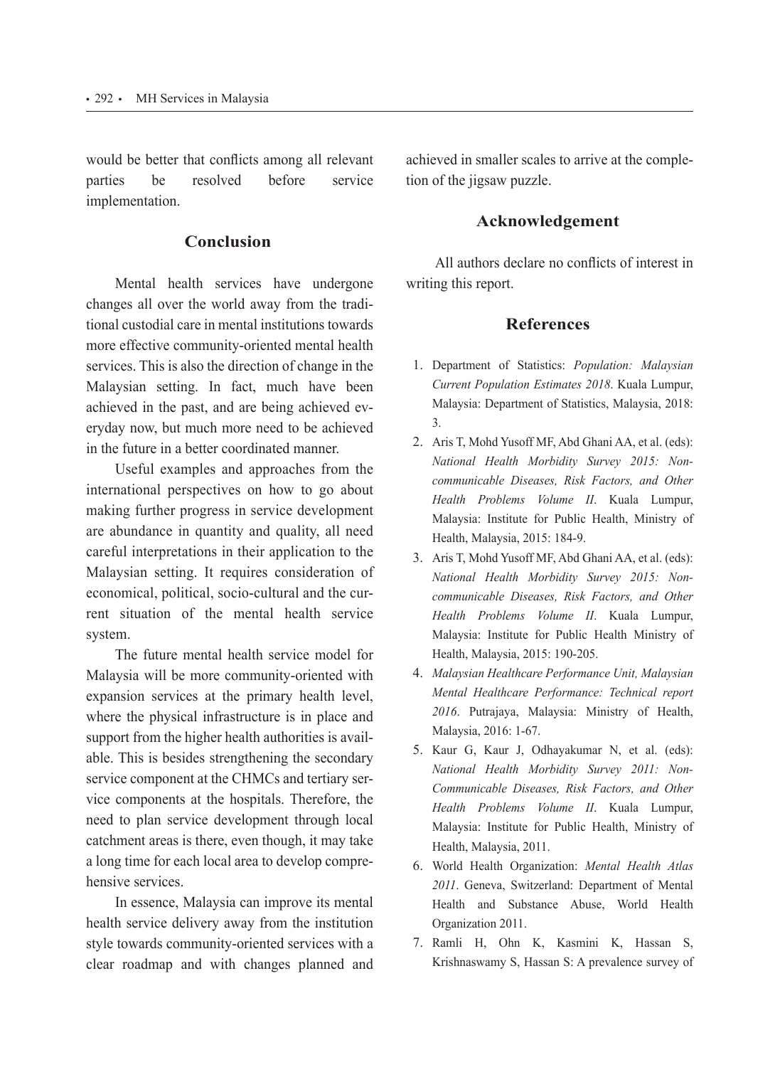would be better that conflicts among all relevant parties be resolved before service implementation.

## Conclusion

Mental health services have undergone changes all over the world away from the traditional custodial care in mental institutions towards more effective community-oriented mental health services. This is also the direction of change in the Malaysian setting. In fact, much have been achieved in the past, and are being achieved everyday now, but much more need to be achieved in the future in a better coordinated manner.

Useful examples and approaches from the international perspectives on how to go about making further progress in service development are abundance in quantity and quality, all need careful interpretations in their application to the Malaysian setting. It requires consideration of economical, political, socio-cultural and the current situation of the mental health service system.

The future mental health service model for Malaysia will be more community-oriented with expansion services at the primary health level, where the physical infrastructure is in place and support from the higher health authorities is available. This is besides strengthening the secondary service component at the CHMCs and tertiary service components at the hospitals. Therefore, the need to plan service development through local catchment areas is there, even though, it may take a long time for each local area to develop comprehensive services.

In essence, Malaysia can improve its mental health service delivery away from the institution style towards community-oriented services with a clear roadmap and with changes planned and achieved in smaller scales to arrive at the completion of the jigsaw puzzle.

## Acknowledgement

All authors declare no conflicts of interest in writing this report.

## References

1. Department of Statistics: *Population: Malaysian Current Population Estimates 2018*. Kuala Lumpur, Malaysia: Department of Statistics, Malaysia, 2018: 3.
2. Aris T, Mohd Yusoff MF, Abd Ghani AA, et al. (eds): *National Health Morbidity Survey 2015: Non-communicable Diseases, Risk Factors, and Other Health Problems Volume II*. Kuala Lumpur, Malaysia: Institute for Public Health, Ministry of Health, Malaysia, 2015: 184-9.
3. Aris T, Mohd Yusoff MF, Abd Ghani AA, et al. (eds): *National Health Morbidity Survey 2015: Non-communicable Diseases, Risk Factors, and Other Health Problems Volume II*. Kuala Lumpur, Malaysia: Institute for Public Health Ministry of Health, Malaysia, 2015: 190-205.
4. *Malaysian Healthcare Performance Unit, Malaysian Mental Healthcare Performance: Technical report 2016*. Putrajaya, Malaysia: Ministry of Health, Malaysia, 2016: 1-67.
5. Kaur G, Kaur J, Odhayakumar N, et al. (eds): *National Health Morbidity Survey 2011: Non-Communicable Diseases, Risk Factors, and Other Health Problems Volume II*. Kuala Lumpur, Malaysia: Institute for Public Health, Ministry of Health, Malaysia, 2011.
6. World Health Organization: *Mental Health Atlas 2011*. Geneva, Switzerland: Department of Mental Health and Substance Abuse, World Health Organization 2011.
7. Ramli H, Ohn K, Kasmini K, Hassan S, Krishnaswamy S, Hassan S: A prevalence survey of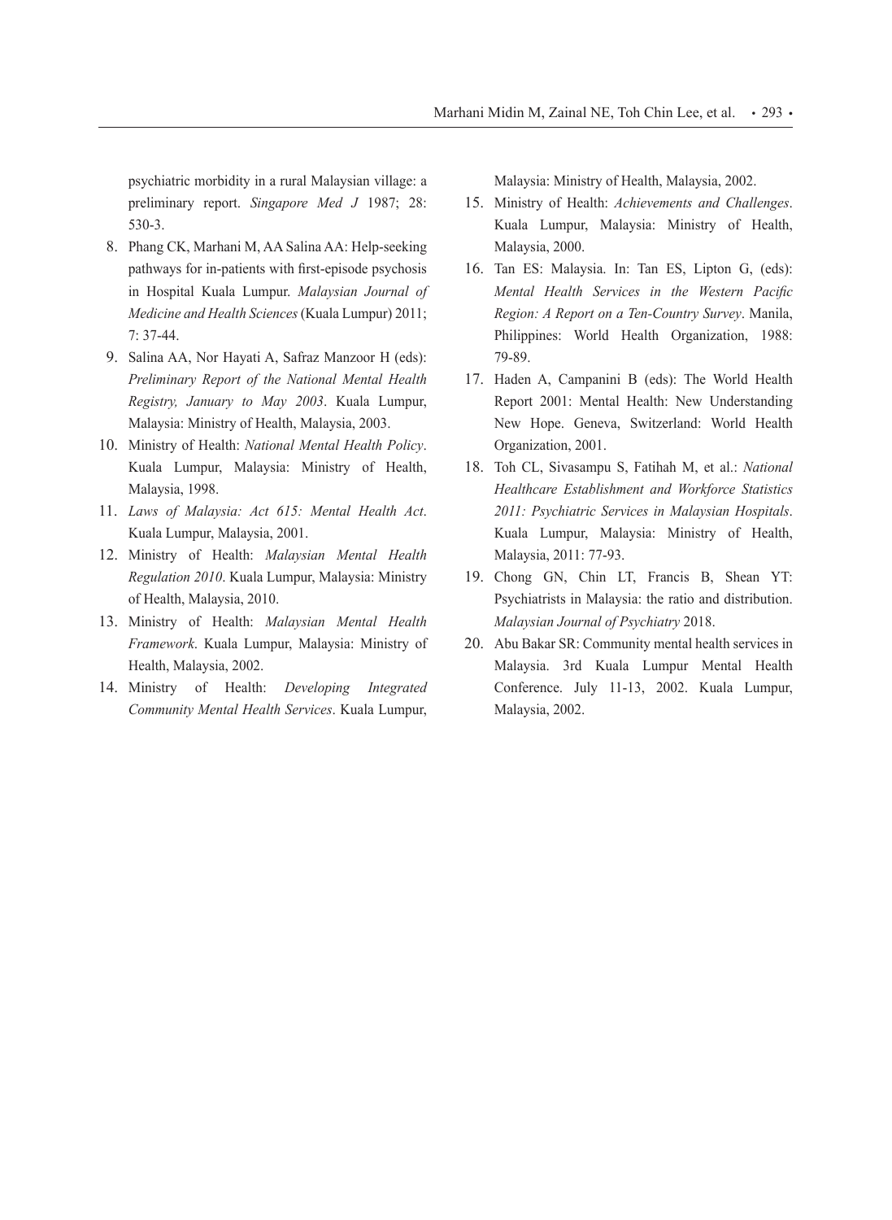psychiatric morbidity in a rural Malaysian village: a preliminary report. *Singapore Med J* 1987; 28: 530-3.

8. Phang CK, Marhani M, AA Salina AA: Help-seeking pathways for in-patients with first-episode psychosis in Hospital Kuala Lumpur. *Malaysian Journal of Medicine and Health Sciences* (Kuala Lumpur) 2011; 7: 37-44.
9. Salina AA, Nor Hayati A, Safraz Manzoor H (eds): *Preliminary Report of the National Mental Health Registry, January to May 2003*. Kuala Lumpur, Malaysia: Ministry of Health, Malaysia, 2003.
10. Ministry of Health: *National Mental Health Policy*. Kuala Lumpur, Malaysia: Ministry of Health, Malaysia, 1998.
11. *Laws of Malaysia: Act 615: Mental Health Act*. Kuala Lumpur, Malaysia, 2001.
12. Ministry of Health: *Malaysian Mental Health Regulation 2010*. Kuala Lumpur, Malaysia: Ministry of Health, Malaysia, 2010.
13. Ministry of Health: *Malaysian Mental Health Framework*. Kuala Lumpur, Malaysia: Ministry of Health, Malaysia, 2002.
14. Ministry of Health: *Developing Integrated Community Mental Health Services*. Kuala Lumpur, Malaysia: Ministry of Health, Malaysia, 2002.
15. Ministry of Health: *Achievements and Challenges*. Kuala Lumpur, Malaysia: Ministry of Health, Malaysia, 2000.
16. Tan ES: Malaysia. In: Tan ES, Lipton G, (eds): *Mental Health Services in the Western Pacific Region: A Report on a Ten-Country Survey*. Manila, Philippines: World Health Organization, 1988: 79-89.
17. Haden A, Campanini B (eds): The World Health Report 2001: Mental Health: New Understanding New Hope. Geneva, Switzerland: World Health Organization, 2001.
18. Toh CL, Sivasampu S, Fatihah M, et al.: *National Healthcare Establishment and Workforce Statistics 2011: Psychiatric Services in Malaysian Hospitals*. Kuala Lumpur, Malaysia: Ministry of Health, Malaysia, 2011: 77-93.
19. Chong GN, Chin LT, Francis B, Shean YT: Psychiatrists in Malaysia: the ratio and distribution. *Malaysian Journal of Psychiatry* 2018.
20. Abu Bakar SR: Community mental health services in Malaysia. 3rd Kuala Lumpur Mental Health Conference. July 11-13, 2002. Kuala Lumpur, Malaysia, 2002.